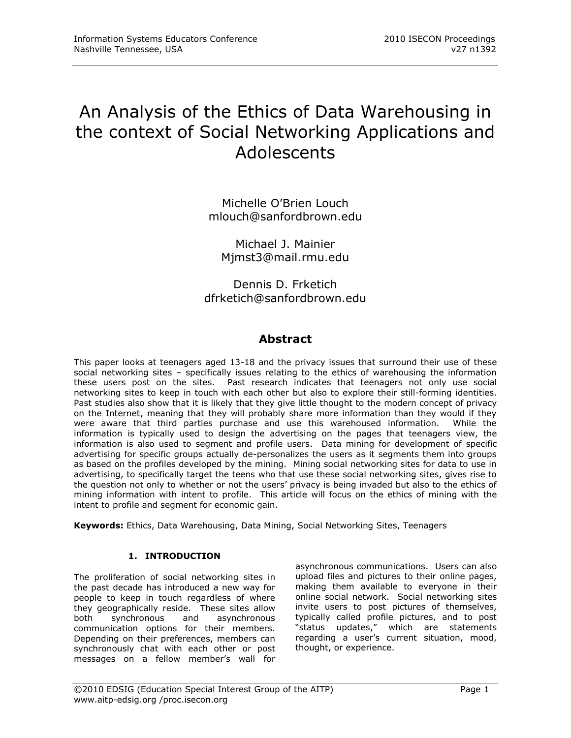# An Analysis of the Ethics of Data Warehousing in the context of Social Networking Applications and Adolescents

Michelle O'Brien Louch
mlouch@sanfordbrown.edu

Michael J. Mainier
Mjmst3@mail.rmu.edu

Dennis D. Frketich
dfrketich@sanfordbrown.edu

## Abstract

This paper looks at teenagers aged 13-18 and the privacy issues that surround their use of these social networking sites – specifically issues relating to the ethics of warehousing the information these users post on the sites. Past research indicates that teenagers not only use social networking sites to keep in touch with each other but also to explore their still-forming identities. Past studies also show that it is likely that they give little thought to the modern concept of privacy on the Internet, meaning that they will probably share more information than they would if they were aware that third parties purchase and use this warehoused information. While the information is typically used to design the advertising on the pages that teenagers view, the information is also used to segment and profile users. Data mining for development of specific advertising for specific groups actually de-personalizes the users as it segments them into groups as based on the profiles developed by the mining. Mining social networking sites for data to use in advertising, to specifically target the teens who that use these social networking sites, gives rise to the question not only to whether or not the users' privacy is being invaded but also to the ethics of mining information with intent to profile. This article will focus on the ethics of mining with the intent to profile and segment for economic gain.

**Keywords:** Ethics, Data Warehousing, Data Mining, Social Networking Sites, Teenagers

## 1. INTRODUCTION

The proliferation of social networking sites in the past decade has introduced a new way for people to keep in touch regardless of where they geographically reside. These sites allow both synchronous and asynchronous communication options for their members. Depending on their preferences, members can synchronously chat with each other or post messages on a fellow member's wall for asynchronous communications. Users can also upload files and pictures to their online pages, making them available to everyone in their online social network. Social networking sites invite users to post pictures of themselves, typically called profile pictures, and to post "status updates," which are statements regarding a user's current situation, mood, thought, or experience.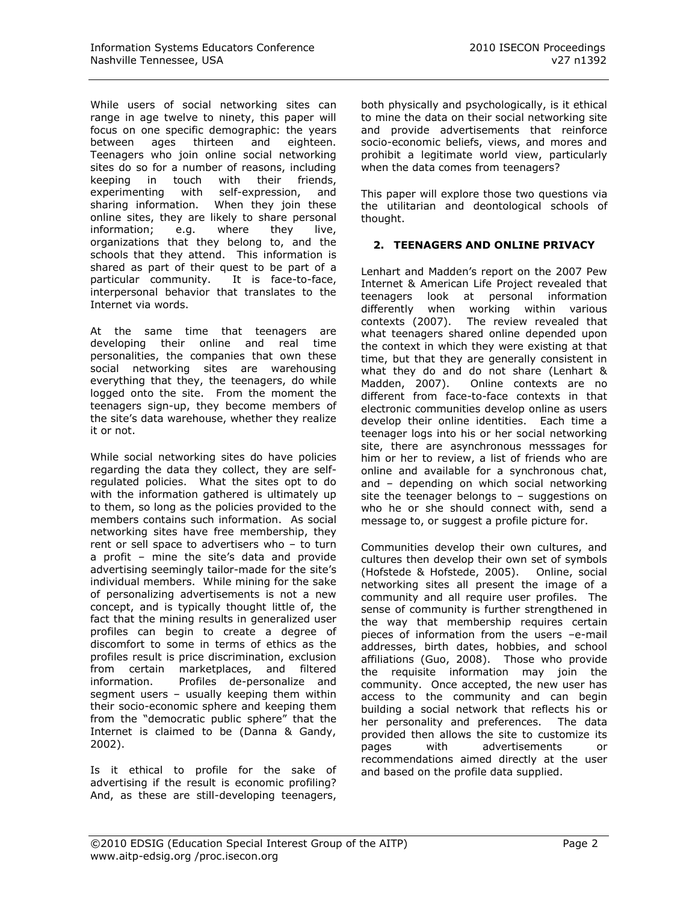While users of social networking sites can range in age twelve to ninety, this paper will focus on one specific demographic: the years between ages thirteen and eighteen. Teenagers who join online social networking sites do so for a number of reasons, including keeping in touch with their friends, experimenting with self-expression, and sharing information. When they join these online sites, they are likely to share personal information; e.g. where they live, organizations that they belong to, and the schools that they attend. This information is shared as part of their quest to be part of a particular community. It is face-to-face, interpersonal behavior that translates to the Internet via words.

At the same time that teenagers are developing their online and real time personalities, the companies that own these social networking sites are warehousing everything that they, the teenagers, do while logged onto the site. From the moment the teenagers sign-up, they become members of the site's data warehouse, whether they realize it or not.

While social networking sites do have policies regarding the data they collect, they are self-regulated policies. What the sites opt to do with the information gathered is ultimately up to them, so long as the policies provided to the members contains such information. As social networking sites have free membership, they rent or sell space to advertisers who – to turn a profit – mine the site's data and provide advertising seemingly tailor-made for the site's individual members. While mining for the sake of personalizing advertisements is not a new concept, and is typically thought little of, the fact that the mining results in generalized user profiles can begin to create a degree of discomfort to some in terms of ethics as the profiles result is price discrimination, exclusion from certain marketplaces, and filtered information. Profiles de-personalize and segment users – usually keeping them within their socio-economic sphere and keeping them from the "democratic public sphere" that the Internet is claimed to be (Danna & Gandy, 2002).

Is it ethical to profile for the sake of advertising if the result is economic profiling? And, as these are still-developing teenagers, both physically and psychologically, is it ethical to mine the data on their social networking site and provide advertisements that reinforce socio-economic beliefs, views, and mores and prohibit a legitimate world view, particularly when the data comes from teenagers?

This paper will explore those two questions via the utilitarian and deontological schools of thought.

## 2. TEENAGERS AND ONLINE PRIVACY

Lenhart and Madden's report on the 2007 Pew Internet & American Life Project revealed that teenagers look at personal information differently when working within various contexts (2007). The review revealed that what teenagers shared online depended upon the context in which they were existing at that time, but that they are generally consistent in what they do and do not share (Lenhart & Madden, 2007). Online contexts are no different from face-to-face contexts in that electronic communities develop online as users develop their online identities. Each time a teenager logs into his or her social networking site, there are asynchronous messsages for him or her to review, a list of friends who are online and available for a synchronous chat, and – depending on which social networking site the teenager belongs to – suggestions on who he or she should connect with, send a message to, or suggest a profile picture for.

Communities develop their own cultures, and cultures then develop their own set of symbols (Hofstede & Hofstede, 2005). Online, social networking sites all present the image of a community and all require user profiles. The sense of community is further strengthened in the way that membership requires certain pieces of information from the users –e-mail addresses, birth dates, hobbies, and school affiliations (Guo, 2008). Those who provide the requisite information may join the community. Once accepted, the new user has access to the community and can begin building a social network that reflects his or her personality and preferences. The data provided then allows the site to customize its pages with advertisements or recommendations aimed directly at the user and based on the profile data supplied.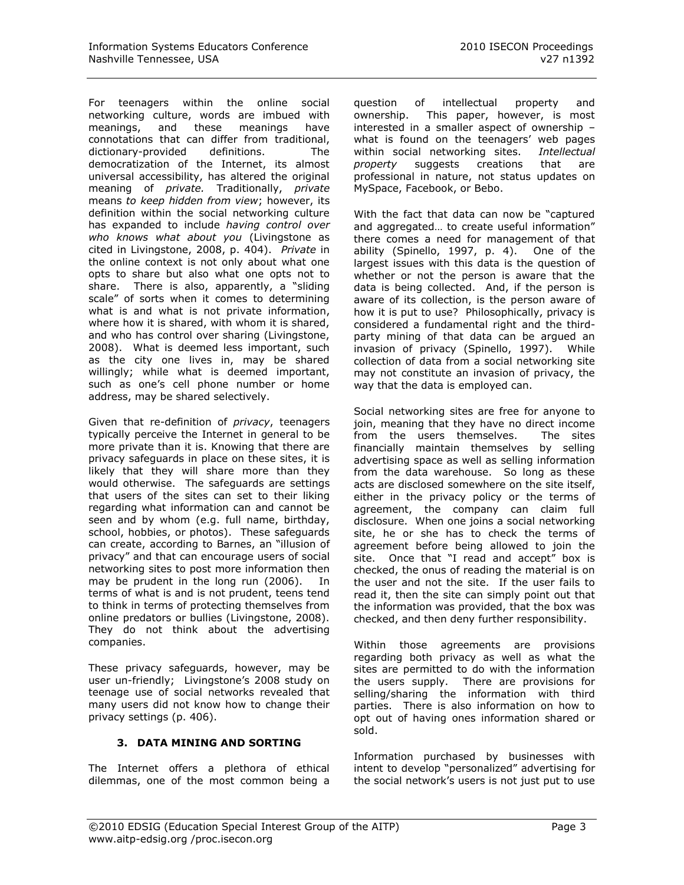For teenagers within the online social networking culture, words are imbued with meanings, and these meanings have connotations that can differ from traditional, dictionary-provided definitions. The democratization of the Internet, its almost universal accessibility, has altered the original meaning of *private*. Traditionally, *private* means *to keep hidden from view*; however, its definition within the social networking culture has expanded to include *having control over who knows what about you* (Livingstone as cited in Livingstone, 2008, p. 404). *Private* in the online context is not only about what one opts to share but also what one opts not to share. There is also, apparently, a "sliding scale" of sorts when it comes to determining what is and what is not private information, where how it is shared, with whom it is shared, and who has control over sharing (Livingstone, 2008). What is deemed less important, such as the city one lives in, may be shared willingly; while what is deemed important, such as one's cell phone number or home address, may be shared selectively.

Given that re-definition of *privacy*, teenagers typically perceive the Internet in general to be more private than it is. Knowing that there are privacy safeguards in place on these sites, it is likely that they will share more than they would otherwise. The safeguards are settings that users of the sites can set to their liking regarding what information can and cannot be seen and by whom (e.g. full name, birthday, school, hobbies, or photos). These safeguards can create, according to Barnes, an "illusion of privacy" and that can encourage users of social networking sites to post more information then may be prudent in the long run (2006). In terms of what is and is not prudent, teens tend to think in terms of protecting themselves from online predators or bullies (Livingstone, 2008). They do not think about the advertising companies.

These privacy safeguards, however, may be user un-friendly; Livingstone's 2008 study on teenage use of social networks revealed that many users did not know how to change their privacy settings (p. 406).

## 3. DATA MINING AND SORTING

The Internet offers a plethora of ethical dilemmas, one of the most common being a question of intellectual property and ownership. This paper, however, is most interested in a smaller aspect of ownership – what is found on the teenagers' web pages within social networking sites. *Intellectual property* suggests creations that are professional in nature, not status updates on MySpace, Facebook, or Bebo.

With the fact that data can now be "captured and aggregated… to create useful information" there comes a need for management of that ability (Spinello, 1997, p. 4). One of the largest issues with this data is the question of whether or not the person is aware that the data is being collected. And, if the person is aware of its collection, is the person aware of how it is put to use? Philosophically, privacy is considered a fundamental right and the third-party mining of that data can be argued an invasion of privacy (Spinello, 1997). While collection of data from a social networking site may not constitute an invasion of privacy, the way that the data is employed can.

Social networking sites are free for anyone to join, meaning that they have no direct income from the users themselves. The sites financially maintain themselves by selling advertising space as well as selling information from the data warehouse. So long as these acts are disclosed somewhere on the site itself, either in the privacy policy or the terms of agreement, the company can claim full disclosure. When one joins a social networking site, he or she has to check the terms of agreement before being allowed to join the site. Once that "I read and accept" box is checked, the onus of reading the material is on the user and not the site. If the user fails to read it, then the site can simply point out that the information was provided, that the box was checked, and then deny further responsibility.

Within those agreements are provisions regarding both privacy as well as what the sites are permitted to do with the information the users supply. There are provisions for selling/sharing the information with third parties. There is also information on how to opt out of having ones information shared or sold.

Information purchased by businesses with intent to develop "personalized" advertising for the social network's users is not just put to use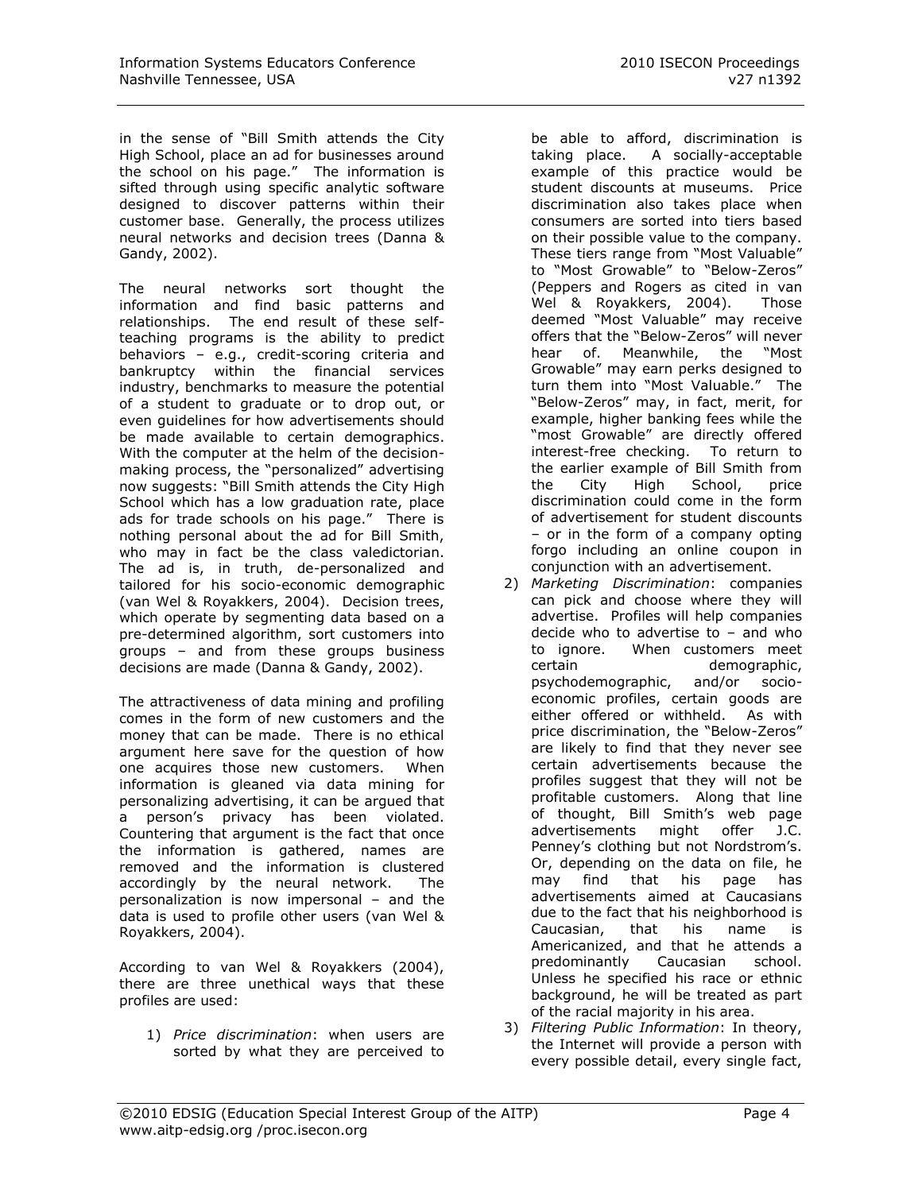in the sense of "Bill Smith attends the City High School, place an ad for businesses around the school on his page." The information is sifted through using specific analytic software designed to discover patterns within their customer base. Generally, the process utilizes neural networks and decision trees (Danna & Gandy, 2002).

The neural networks sort thought the information and find basic patterns and relationships. The end result of these self-teaching programs is the ability to predict behaviors – e.g., credit-scoring criteria and bankruptcy within the financial services industry, benchmarks to measure the potential of a student to graduate or to drop out, or even guidelines for how advertisements should be made available to certain demographics. With the computer at the helm of the decision-making process, the "personalized" advertising now suggests: "Bill Smith attends the City High School which has a low graduation rate, place ads for trade schools on his page." There is nothing personal about the ad for Bill Smith, who may in fact be the class valedictorian. The ad is, in truth, de-personalized and tailored for his socio-economic demographic (van Wel & Royakkers, 2004). Decision trees, which operate by segmenting data based on a pre-determined algorithm, sort customers into groups – and from these groups business decisions are made (Danna & Gandy, 2002).

The attractiveness of data mining and profiling comes in the form of new customers and the money that can be made. There is no ethical argument here save for the question of how one acquires those new customers. When information is gleaned via data mining for personalizing advertising, it can be argued that a person's privacy has been violated. Countering that argument is the fact that once the information is gathered, names are removed and the information is clustered accordingly by the neural network. The personalization is now impersonal – and the data is used to profile other users (van Wel & Royakkers, 2004).

According to van Wel & Royakkers (2004), there are three unethical ways that these profiles are used:

1) *Price discrimination*: when users are sorted by what they are perceived to be able to afford, discrimination is taking place. A socially-acceptable example of this practice would be student discounts at museums. Price discrimination also takes place when consumers are sorted into tiers based on their possible value to the company. These tiers range from "Most Valuable" to "Most Growable" to "Below-Zeros" (Peppers and Rogers as cited in van Wel & Royakkers, 2004). Those deemed "Most Valuable" may receive offers that the "Below-Zeros" will never hear of. Meanwhile, the "Most Growable" may earn perks designed to turn them into "Most Valuable." The "Below-Zeros" may, in fact, merit, for example, higher banking fees while the "most Growable" are directly offered interest-free checking. To return to the earlier example of Bill Smith from the City High School, price discrimination could come in the form of advertisement for student discounts – or in the form of a company opting forgo including an online coupon in conjunction with an advertisement.
2) *Marketing Discrimination*: companies can pick and choose where they will advertise. Profiles will help companies decide who to advertise to – and who to ignore. When customers meet certain demographic, psychodemographic, and/or socio-economic profiles, certain goods are either offered or withheld. As with price discrimination, the "Below-Zeros" are likely to find that they never see certain advertisements because the profiles suggest that they will not be profitable customers. Along that line of thought, Bill Smith's web page advertisements might offer J.C. Penney's clothing but not Nordstrom's. Or, depending on the data on file, he may find that his page has advertisements aimed at Caucasians due to the fact that his neighborhood is Caucasian, that his name is Americanized, and that he attends a predominantly Caucasian school. Unless he specified his race or ethnic background, he will be treated as part of the racial majority in his area.
3) *Filtering Public Information*: In theory, the Internet will provide a person with every possible detail, every single fact,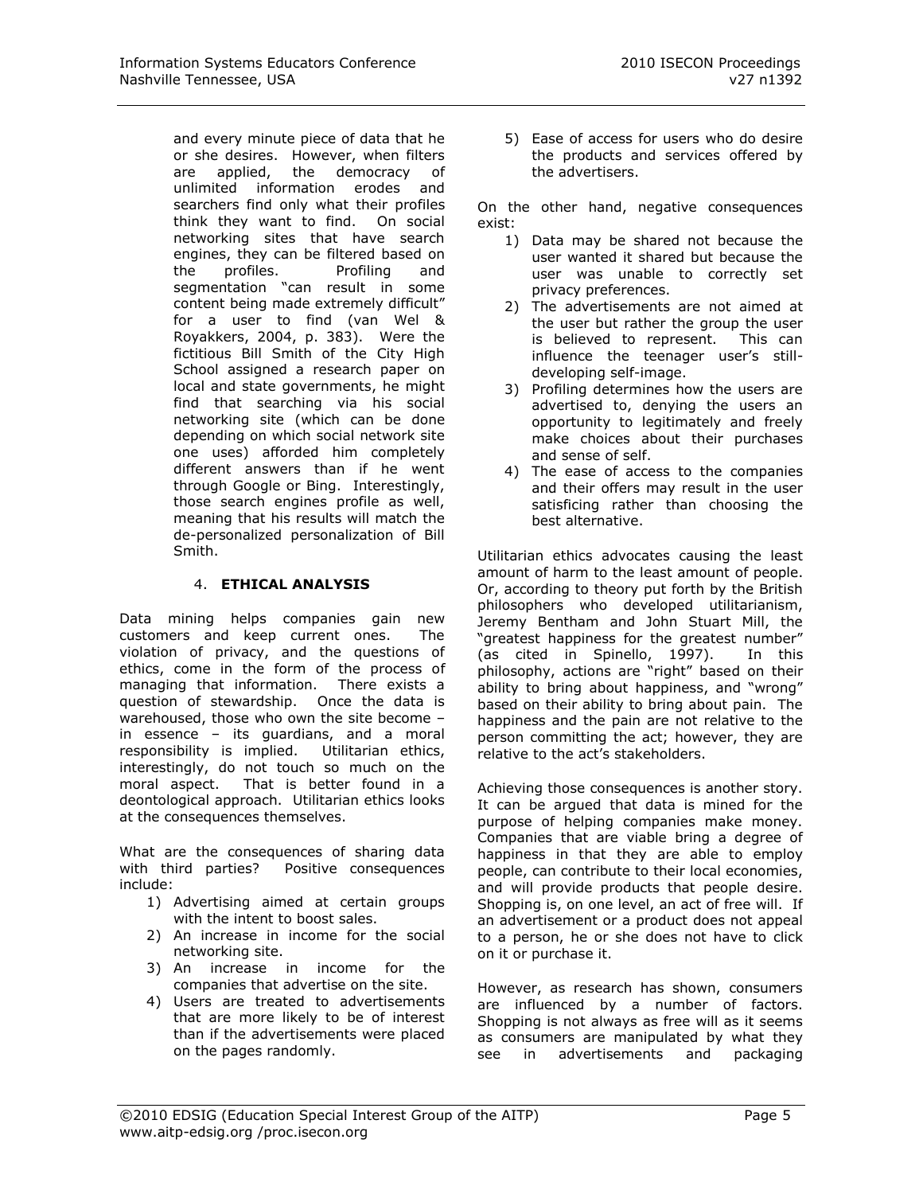and every minute piece of data that he or she desires. However, when filters are applied, the democracy of unlimited information erodes and searchers find only what their profiles think they want to find. On social networking sites that have search engines, they can be filtered based on the profiles. Profiling and segmentation "can result in some content being made extremely difficult" for a user to find (van Wel & Royakkers, 2004, p. 383). Were the fictitious Bill Smith of the City High School assigned a research paper on local and state governments, he might find that searching via his social networking site (which can be done depending on which social network site one uses) afforded him completely different answers than if he went through Google or Bing. Interestingly, those search engines profile as well, meaning that his results will match the de-personalized personalization of Bill Smith.

## 4. ETHICAL ANALYSIS

Data mining helps companies gain new customers and keep current ones. The violation of privacy, and the questions of ethics, come in the form of the process of managing that information. There exists a question of stewardship. Once the data is warehoused, those who own the site become – in essence – its guardians, and a moral responsibility is implied. Utilitarian ethics, interestingly, do not touch so much on the moral aspect. That is better found in a deontological approach. Utilitarian ethics looks at the consequences themselves.

What are the consequences of sharing data with third parties? Positive consequences include:

1) Advertising aimed at certain groups with the intent to boost sales.
2) An increase in income for the social networking site.
3) An increase in income for the companies that advertise on the site.
4) Users are treated to advertisements that are more likely to be of interest than if the advertisements were placed on the pages randomly.
5) Ease of access for users who do desire the products and services offered by the advertisers.

On the other hand, negative consequences exist:

1) Data may be shared not because the user wanted it shared but because the user was unable to correctly set privacy preferences.
2) The advertisements are not aimed at the user but rather the group the user is believed to represent. This can influence the teenager user's still-developing self-image.
3) Profiling determines how the users are advertised to, denying the users an opportunity to legitimately and freely make choices about their purchases and sense of self.
4) The ease of access to the companies and their offers may result in the user satisficing rather than choosing the best alternative.

Utilitarian ethics advocates causing the least amount of harm to the least amount of people. Or, according to theory put forth by the British philosophers who developed utilitarianism, Jeremy Bentham and John Stuart Mill, the "greatest happiness for the greatest number" (as cited in Spinello, 1997). In this philosophy, actions are "right" based on their ability to bring about happiness, and "wrong" based on their ability to bring about pain. The happiness and the pain are not relative to the person committing the act; however, they are relative to the act's stakeholders.

Achieving those consequences is another story. It can be argued that data is mined for the purpose of helping companies make money. Companies that are viable bring a degree of happiness in that they are able to employ people, can contribute to their local economies, and will provide products that people desire. Shopping is, on one level, an act of free will. If an advertisement or a product does not appeal to a person, he or she does not have to click on it or purchase it.

However, as research has shown, consumers are influenced by a number of factors. Shopping is not always as free will as it seems as consumers are manipulated by what they see in advertisements and packaging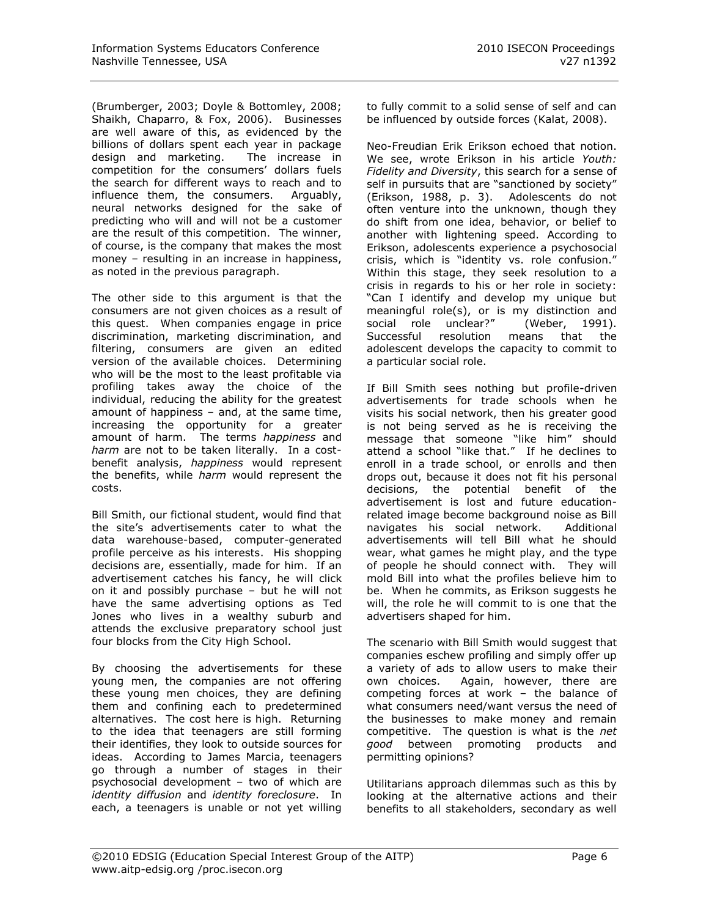(Brumberger, 2003; Doyle & Bottomley, 2008; Shaikh, Chaparro, & Fox, 2006). Businesses are well aware of this, as evidenced by the billions of dollars spent each year in package design and marketing. The increase in competition for the consumers' dollars fuels the search for different ways to reach and to influence them, the consumers. Arguably, neural networks designed for the sake of predicting who will and will not be a customer are the result of this competition. The winner, of course, is the company that makes the most money – resulting in an increase in happiness, as noted in the previous paragraph.

The other side to this argument is that the consumers are not given choices as a result of this quest. When companies engage in price discrimination, marketing discrimination, and filtering, consumers are given an edited version of the available choices. Determining who will be the most to the least profitable via profiling takes away the choice of the individual, reducing the ability for the greatest amount of happiness – and, at the same time, increasing the opportunity for a greater amount of harm. The terms *happiness* and *harm* are not to be taken literally. In a cost-benefit analysis, *happiness* would represent the benefits, while *harm* would represent the costs.

Bill Smith, our fictional student, would find that the site's advertisements cater to what the data warehouse-based, computer-generated profile perceive as his interests. His shopping decisions are, essentially, made for him. If an advertisement catches his fancy, he will click on it and possibly purchase – but he will not have the same advertising options as Ted Jones who lives in a wealthy suburb and attends the exclusive preparatory school just four blocks from the City High School.

By choosing the advertisements for these young men, the companies are not offering these young men choices, they are defining them and confining each to predetermined alternatives. The cost here is high. Returning to the idea that teenagers are still forming their identifies, they look to outside sources for ideas. According to James Marcia, teenagers go through a number of stages in their psychosocial development – two of which are *identity diffusion* and *identity foreclosure*. In each, a teenagers is unable or not yet willing to fully commit to a solid sense of self and can be influenced by outside forces (Kalat, 2008).

Neo-Freudian Erik Erikson echoed that notion. We see, wrote Erikson in his article *Youth: Fidelity and Diversity*, this search for a sense of self in pursuits that are "sanctioned by society" (Erikson, 1988, p. 3). Adolescents do not often venture into the unknown, though they do shift from one idea, behavior, or belief to another with lightening speed. According to Erikson, adolescents experience a psychosocial crisis, which is "identity vs. role confusion." Within this stage, they seek resolution to a crisis in regards to his or her role in society: "Can I identify and develop my unique but meaningful role(s), or is my distinction and social role unclear?" (Weber, 1991). Successful resolution means that the adolescent develops the capacity to commit to a particular social role.

If Bill Smith sees nothing but profile-driven advertisements for trade schools when he visits his social network, then his greater good is not being served as he is receiving the message that someone "like him" should attend a school "like that." If he declines to enroll in a trade school, or enrolls and then drops out, because it does not fit his personal decisions, the potential benefit of the advertisement is lost and future education-related image become background noise as Bill navigates his social network. Additional advertisements will tell Bill what he should wear, what games he might play, and the type of people he should connect with. They will mold Bill into what the profiles believe him to be. When he commits, as Erikson suggests he will, the role he will commit to is one that the advertisers shaped for him.

The scenario with Bill Smith would suggest that companies eschew profiling and simply offer up a variety of ads to allow users to make their own choices. Again, however, there are competing forces at work – the balance of what consumers need/want versus the need of the businesses to make money and remain competitive. The question is what is the *net good* between promoting products and permitting opinions?

Utilitarians approach dilemmas such as this by looking at the alternative actions and their benefits to all stakeholders, secondary as well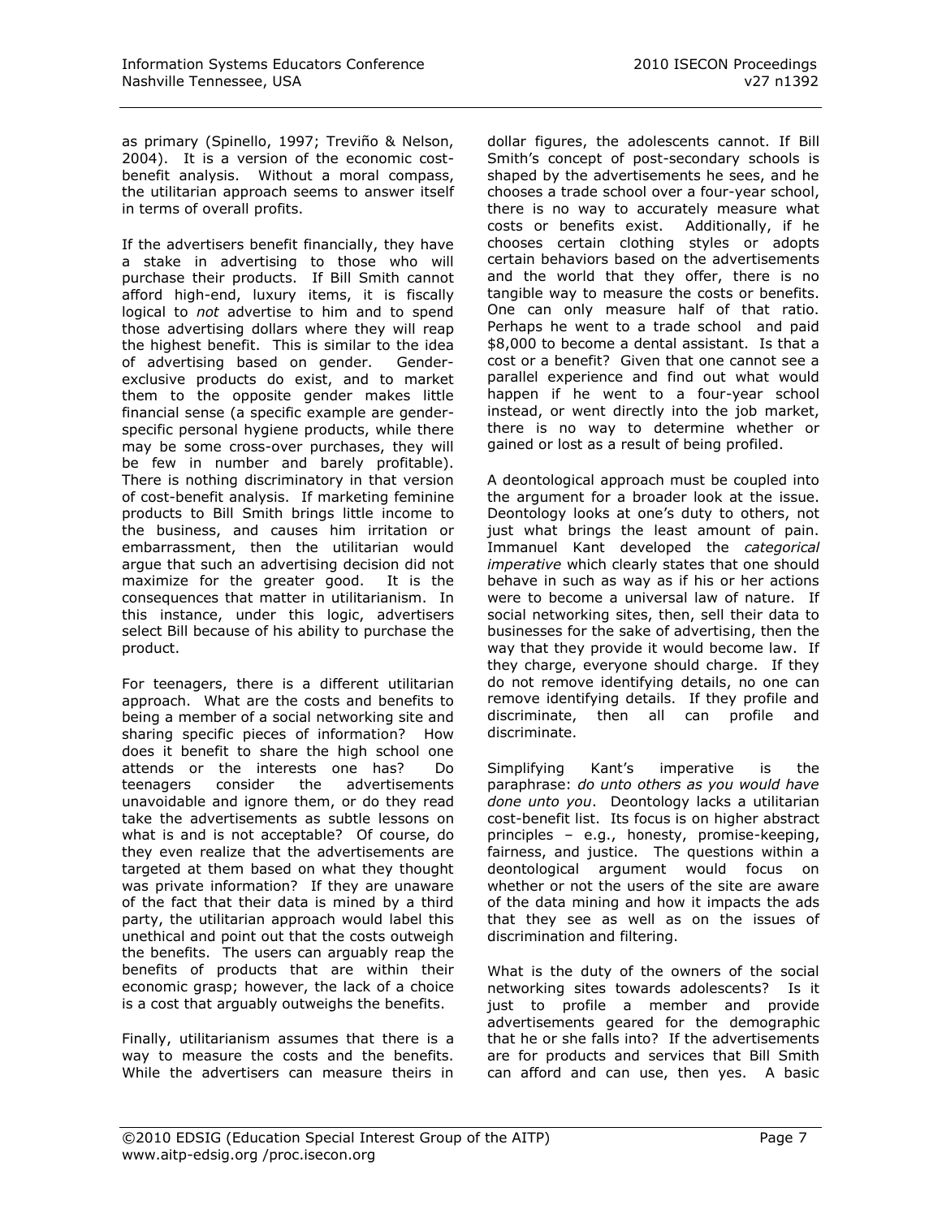as primary (Spinello, 1997; Treviño & Nelson, 2004). It is a version of the economic cost-benefit analysis. Without a moral compass, the utilitarian approach seems to answer itself in terms of overall profits.

If the advertisers benefit financially, they have a stake in advertising to those who will purchase their products. If Bill Smith cannot afford high-end, luxury items, it is fiscally logical to *not* advertise to him and to spend those advertising dollars where they will reap the highest benefit. This is similar to the idea of advertising based on gender. Gender-exclusive products do exist, and to market them to the opposite gender makes little financial sense (a specific example are gender-specific personal hygiene products, while there may be some cross-over purchases, they will be few in number and barely profitable). There is nothing discriminatory in that version of cost-benefit analysis. If marketing feminine products to Bill Smith brings little income to the business, and causes him irritation or embarrassment, then the utilitarian would argue that such an advertising decision did not maximize for the greater good. It is the consequences that matter in utilitarianism. In this instance, under this logic, advertisers select Bill because of his ability to purchase the product.

For teenagers, there is a different utilitarian approach. What are the costs and benefits to being a member of a social networking site and sharing specific pieces of information? How does it benefit to share the high school one attends or the interests one has? Do teenagers consider the advertisements unavoidable and ignore them, or do they read take the advertisements as subtle lessons on what is and is not acceptable? Of course, do they even realize that the advertisements are targeted at them based on what they thought was private information? If they are unaware of the fact that their data is mined by a third party, the utilitarian approach would label this unethical and point out that the costs outweigh the benefits. The users can arguably reap the benefits of products that are within their economic grasp; however, the lack of a choice is a cost that arguably outweighs the benefits.

Finally, utilitarianism assumes that there is a way to measure the costs and the benefits. While the advertisers can measure theirs in dollar figures, the adolescents cannot. If Bill Smith's concept of post-secondary schools is shaped by the advertisements he sees, and he chooses a trade school over a four-year school, there is no way to accurately measure what costs or benefits exist. Additionally, if he chooses certain clothing styles or adopts certain behaviors based on the advertisements and the world that they offer, there is no tangible way to measure the costs or benefits. One can only measure half of that ratio. Perhaps he went to a trade school and paid \$8,000 to become a dental assistant. Is that a cost or a benefit? Given that one cannot see a parallel experience and find out what would happen if he went to a four-year school instead, or went directly into the job market, there is no way to determine whether or gained or lost as a result of being profiled.

A deontological approach must be coupled into the argument for a broader look at the issue. Deontology looks at one's duty to others, not just what brings the least amount of pain. Immanuel Kant developed the *categorical imperative* which clearly states that one should behave in such as way as if his or her actions were to become a universal law of nature. If social networking sites, then, sell their data to businesses for the sake of advertising, then the way that they provide it would become law. If they charge, everyone should charge. If they do not remove identifying details, no one can remove identifying details. If they profile and discriminate, then all can profile and discriminate.

Simplifying Kant's imperative is the paraphrase: *do unto others as you would have done unto you*. Deontology lacks a utilitarian cost-benefit list. Its focus is on higher abstract principles – e.g., honesty, promise-keeping, fairness, and justice. The questions within a deontological argument would focus on whether or not the users of the site are aware of the data mining and how it impacts the ads that they see as well as on the issues of discrimination and filtering.

What is the duty of the owners of the social networking sites towards adolescents? Is it just to profile a member and provide advertisements geared for the demographic that he or she falls into? If the advertisements are for products and services that Bill Smith can afford and can use, then yes. A basic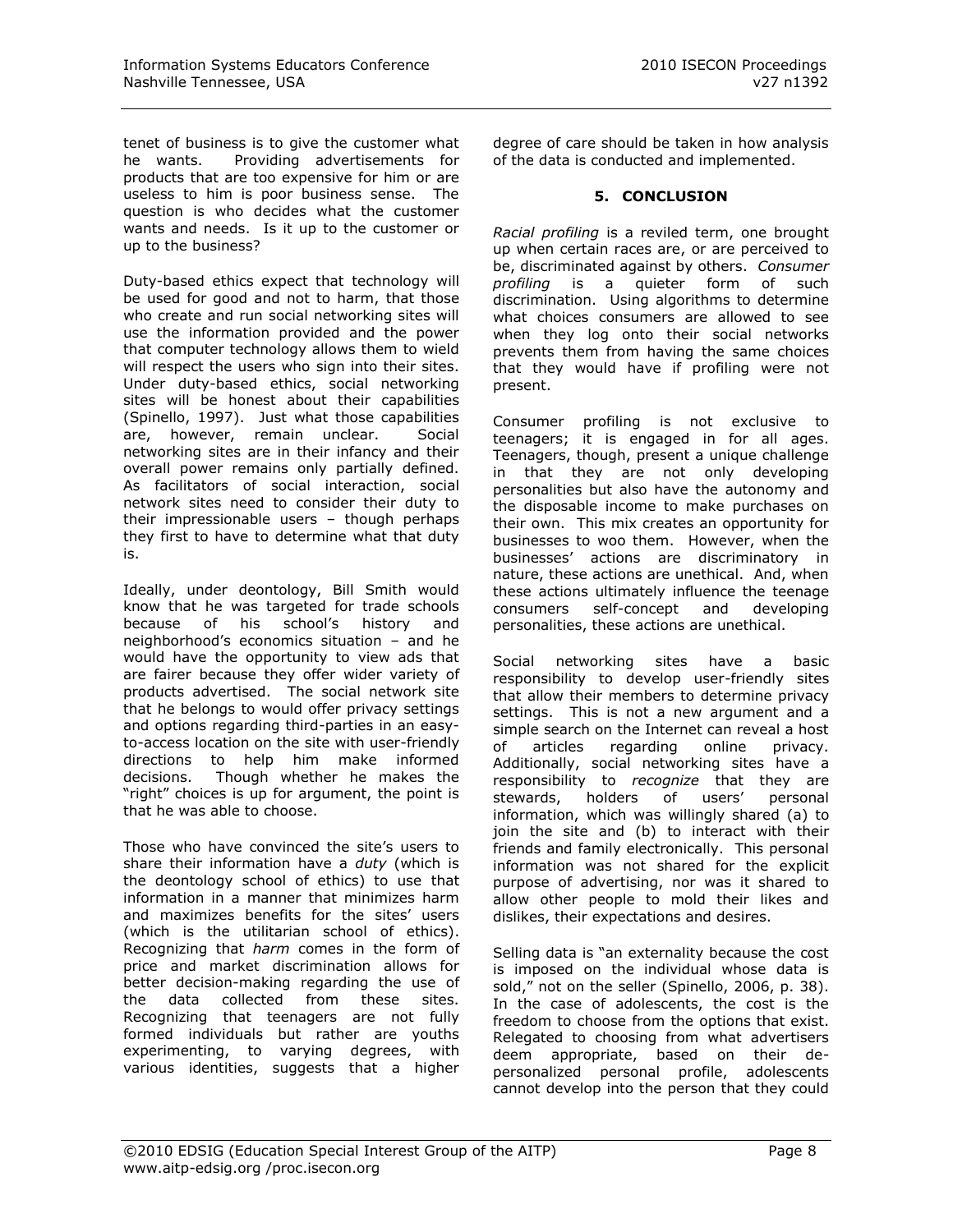tenet of business is to give the customer what he wants. Providing advertisements for products that are too expensive for him or are useless to him is poor business sense. The question is who decides what the customer wants and needs. Is it up to the customer or up to the business?

Duty-based ethics expect that technology will be used for good and not to harm, that those who create and run social networking sites will use the information provided and the power that computer technology allows them to wield will respect the users who sign into their sites. Under duty-based ethics, social networking sites will be honest about their capabilities (Spinello, 1997). Just what those capabilities are, however, remain unclear. Social networking sites are in their infancy and their overall power remains only partially defined. As facilitators of social interaction, social network sites need to consider their duty to their impressionable users – though perhaps they first to have to determine what that duty is.

Ideally, under deontology, Bill Smith would know that he was targeted for trade schools because of his school's history and neighborhood's economics situation – and he would have the opportunity to view ads that are fairer because they offer wider variety of products advertised. The social network site that he belongs to would offer privacy settings and options regarding third-parties in an easy-to-access location on the site with user-friendly directions to help him make informed decisions. Though whether he makes the "right" choices is up for argument, the point is that he was able to choose.

Those who have convinced the site's users to share their information have a *duty* (which is the deontology school of ethics) to use that information in a manner that minimizes harm and maximizes benefits for the sites' users (which is the utilitarian school of ethics). Recognizing that *harm* comes in the form of price and market discrimination allows for better decision-making regarding the use of the data collected from these sites. Recognizing that teenagers are not fully formed individuals but rather are youths experimenting, to varying degrees, with various identities, suggests that a higher degree of care should be taken in how analysis of the data is conducted and implemented.

## 5. CONCLUSION

*Racial profiling* is a reviled term, one brought up when certain races are, or are perceived to be, discriminated against by others. *Consumer profiling* is a quieter form of such discrimination. Using algorithms to determine what choices consumers are allowed to see when they log onto their social networks prevents them from having the same choices that they would have if profiling were not present.

Consumer profiling is not exclusive to teenagers; it is engaged in for all ages. Teenagers, though, present a unique challenge in that they are not only developing personalities but also have the autonomy and the disposable income to make purchases on their own. This mix creates an opportunity for businesses to woo them. However, when the businesses' actions are discriminatory in nature, these actions are unethical. And, when these actions ultimately influence the teenage consumers self-concept and developing personalities, these actions are unethical.

Social networking sites have a basic responsibility to develop user-friendly sites that allow their members to determine privacy settings. This is not a new argument and a simple search on the Internet can reveal a host of articles regarding online privacy. Additionally, social networking sites have a responsibility to *recognize* that they are stewards, holders of users' personal information, which was willingly shared (a) to join the site and (b) to interact with their friends and family electronically. This personal information was not shared for the explicit purpose of advertising, nor was it shared to allow other people to mold their likes and dislikes, their expectations and desires.

Selling data is "an externality because the cost is imposed on the individual whose data is sold," not on the seller (Spinello, 2006, p. 38). In the case of adolescents, the cost is the freedom to choose from the options that exist. Relegated to choosing from what advertisers deem appropriate, based on their de-personalized personal profile, adolescents cannot develop into the person that they could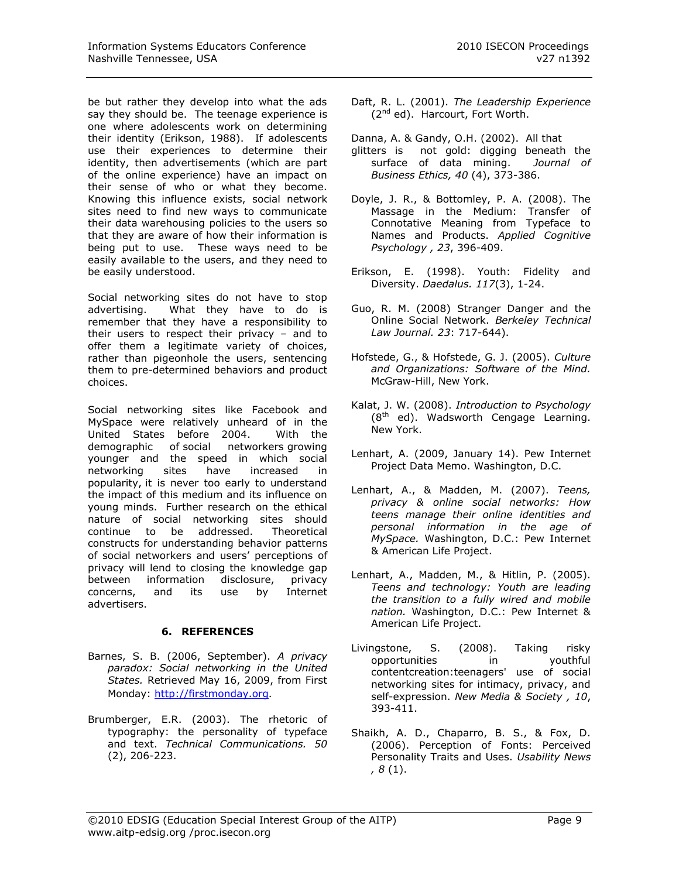be but rather they develop into what the ads say they should be. The teenage experience is one where adolescents work on determining their identity (Erikson, 1988). If adolescents use their experiences to determine their identity, then advertisements (which are part of the online experience) have an impact on their sense of who or what they become. Knowing this influence exists, social network sites need to find new ways to communicate their data warehousing policies to the users so that they are aware of how their information is being put to use. These ways need to be easily available to the users, and they need to be easily understood.

Social networking sites do not have to stop advertising. What they have to do is remember that they have a responsibility to their users to respect their privacy – and to offer them a legitimate variety of choices, rather than pigeonhole the users, sentencing them to pre-determined behaviors and product choices.

Social networking sites like Facebook and MySpace were relatively unheard of in the United States before 2004. With the demographic of social networkers growing younger and the speed in which social networking sites have increased in popularity, it is never too early to understand the impact of this medium and its influence on young minds. Further research on the ethical nature of social networking sites should continue to be addressed. Theoretical constructs for understanding behavior patterns of social networkers and users' perceptions of privacy will lend to closing the knowledge gap between information disclosure, privacy concerns, and its use by Internet advertisers.

## 6. REFERENCES

Barnes, S. B. (2006, September). *A privacy paradox: Social networking in the United States.* Retrieved May 16, 2009, from First Monday: http://firstmonday.org.

Brumberger, E.R. (2003). The rhetoric of typography: the personality of typeface and text. *Technical Communications. 50* (2), 206-223.

Daft, R. L. (2001). *The Leadership Experience* (2nd ed). Harcourt, Fort Worth.

Danna, A. & Gandy, O.H. (2002). All that glitters is not gold: digging beneath the surface of data mining. *Journal of Business Ethics, 40* (4), 373-386.

Doyle, J. R., & Bottomley, P. A. (2008). The Massage in the Medium: Transfer of Connotative Meaning from Typeface to Names and Products. *Applied Cognitive Psychology , 23*, 396-409.

Erikson, E. (1998). Youth: Fidelity and Diversity. *Daedalus. 117*(3), 1-24.

Guo, R. M. (2008) Stranger Danger and the Online Social Network. *Berkeley Technical Law Journal. 23*: 717-644).

Hofstede, G., & Hofstede, G. J. (2005). *Culture and Organizations: Software of the Mind.* McGraw-Hill, New York.

Kalat, J. W. (2008). *Introduction to Psychology* (8th ed). Wadsworth Cengage Learning. New York.

Lenhart, A. (2009, January 14). Pew Internet Project Data Memo. Washington, D.C.

Lenhart, A., & Madden, M. (2007). *Teens, privacy & online social networks: How teens manage their online identities and personal information in the age of MySpace.* Washington, D.C.: Pew Internet & American Life Project.

Lenhart, A., Madden, M., & Hitlin, P. (2005). *Teens and technology: Youth are leading the transition to a fully wired and mobile nation.* Washington, D.C.: Pew Internet & American Life Project.

Livingstone, S. (2008). Taking risky opportunities in youthful contentcreation:teenagers' use of social networking sites for intimacy, privacy, and self-expression. *New Media & Society , 10*, 393-411.

Shaikh, A. D., Chaparro, B. S., & Fox, D. (2006). Perception of Fonts: Perceived Personality Traits and Uses. *Usability News , 8* (1).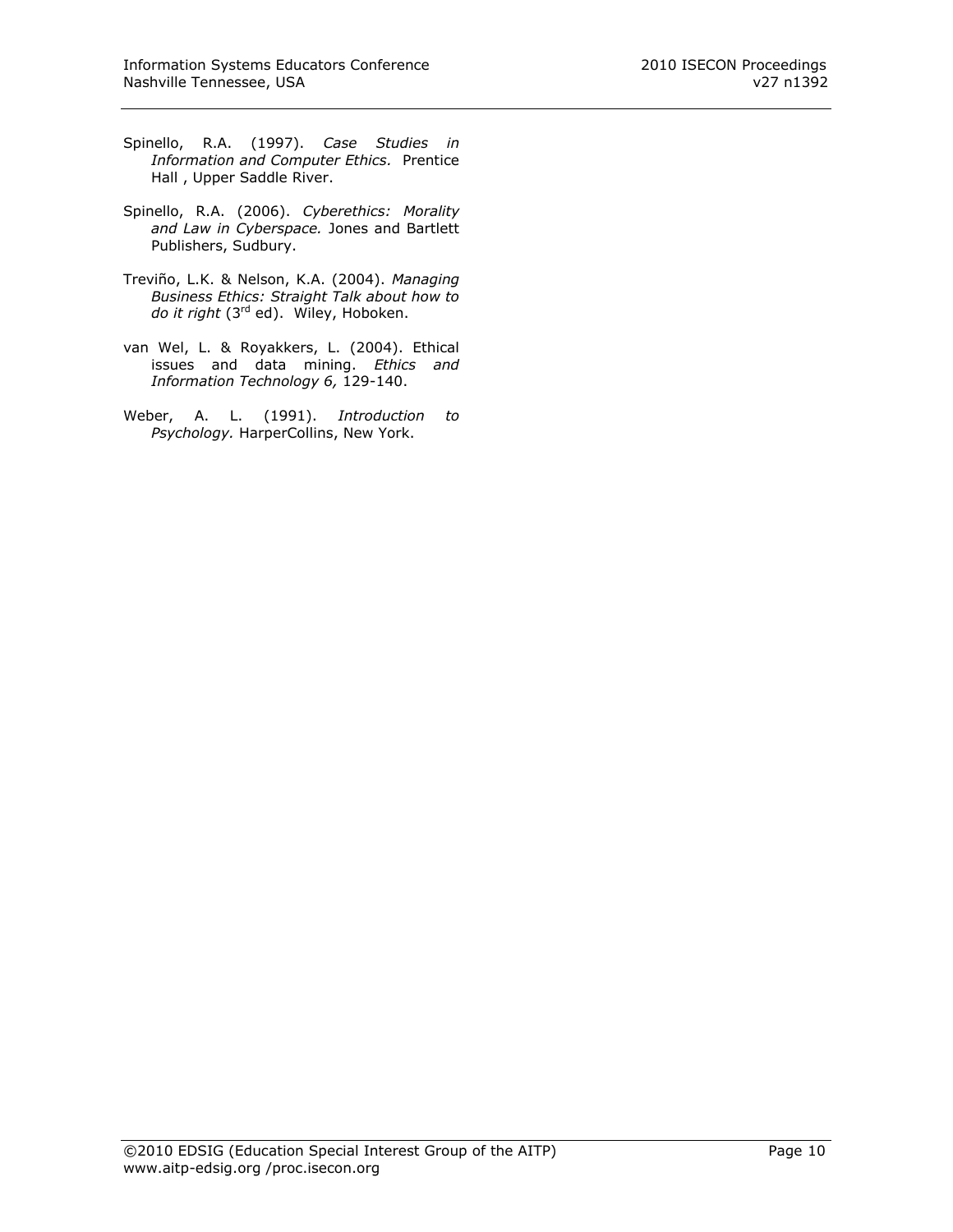Spinello, R.A. (1997). *Case Studies in Information and Computer Ethics.* Prentice Hall , Upper Saddle River.

Spinello, R.A. (2006). *Cyberethics: Morality and Law in Cyberspace.* Jones and Bartlett Publishers, Sudbury.

Treviño, L.K. & Nelson, K.A. (2004). *Managing Business Ethics: Straight Talk about how to do it right* (3rd ed). Wiley, Hoboken.

van Wel, L. & Royakkers, L. (2004). Ethical issues and data mining. *Ethics and Information Technology 6,* 129-140.

Weber, A. L. (1991). *Introduction to Psychology.* HarperCollins, New York.